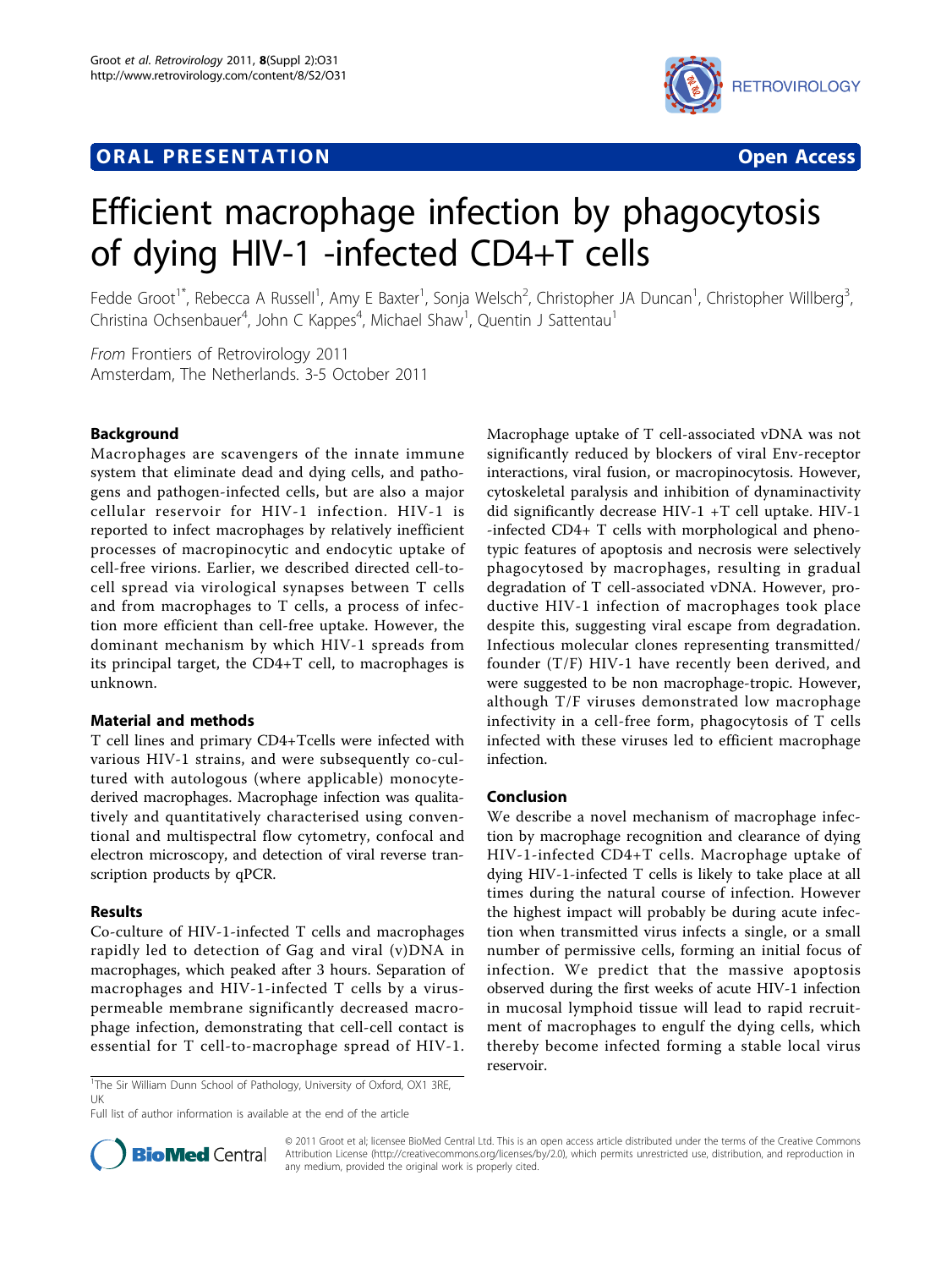# ORAL PRESENTATION

**Open Access**

# Efficient macrophage infection by phagocytosis of dying HIV-1 -infected CD4+T cells

Fedde Groot[1*], Rebecca A Russell[1], Amy E Baxter[1], Sonja Welsch[2], Christopher JA Duncan[1], Christopher Willberg[3], Christina Ochsenbauer[4], John C Kappes[4], Michael Shaw[1], Quentin J Sattentau[1]

*From* Frontiers of Retrovirology 2011
Amsterdam, The Netherlands. 3-5 October 2011

## Background

Macrophages are scavengers of the innate immune system that eliminate dead and dying cells, and pathogens and pathogen-infected cells, but are also a major cellular reservoir for HIV-1 infection. HIV-1 is reported to infect macrophages by relatively inefficient processes of macropinocytic and endocytic uptake of cell-free virions. Earlier, we described directed cell-to-cell spread via virological synapses between T cells and from macrophages to T cells, a process of infection more efficient than cell-free uptake. However, the dominant mechanism by which HIV-1 spreads from its principal target, the CD4+T cell, to macrophages is unknown.

## Material and methods

T cell lines and primary CD4+Tcells were infected with various HIV-1 strains, and were subsequently co-cultured with autologous (where applicable) monocyte-derived macrophages. Macrophage infection was qualitatively and quantitatively characterised using conventional and multispectral flow cytometry, confocal and electron microscopy, and detection of viral reverse transcription products by qPCR.

## Results

Co-culture of HIV-1-infected T cells and macrophages rapidly led to detection of Gag and viral (v)DNA in macrophages, which peaked after 3 hours. Separation of macrophages and HIV-1-infected T cells by a virus-permeable membrane significantly decreased macrophage infection, demonstrating that cell-cell contact is essential for T cell-to-macrophage spread of HIV-1. Macrophage uptake of T cell-associated vDNA was not significantly reduced by blockers of viral Env-receptor interactions, viral fusion, or macropinocytosis. However, cytoskeletal paralysis and inhibition of dynaminactivity did significantly decrease HIV-1 +T cell uptake. HIV-1 -infected CD4+ T cells with morphological and phenotypic features of apoptosis and necrosis were selectively phagocytosed by macrophages, resulting in gradual degradation of T cell-associated vDNA. However, productive HIV-1 infection of macrophages took place despite this, suggesting viral escape from degradation. Infectious molecular clones representing transmitted/founder (T/F) HIV-1 have recently been derived, and were suggested to be non macrophage-tropic. However, although T/F viruses demonstrated low macrophage infectivity in a cell-free form, phagocytosis of T cells infected with these viruses led to efficient macrophage infection.

## Conclusion

We describe a novel mechanism of macrophage infection by macrophage recognition and clearance of dying HIV-1-infected CD4+T cells. Macrophage uptake of dying HIV-1-infected T cells is likely to take place at all times during the natural course of infection. However the highest impact will probably be during acute infection when transmitted virus infects a single, or a small number of permissive cells, forming an initial focus of infection. We predict that the massive apoptosis observed during the first weeks of acute HIV-1 infection in mucosal lymphoid tissue will lead to rapid recruitment of macrophages to engulf the dying cells, which thereby become infected forming a stable local virus reservoir.

[1]The Sir William Dunn School of Pathology, University of Oxford, OX1 3RE, UK

Full list of author information is available at the end of the article

© 2011 Groot et al; licensee BioMed Central Ltd. This is an open access article distributed under the terms of the Creative Commons Attribution License (http://creativecommons.org/licenses/by/2.0), which permits unrestricted use, distribution, and reproduction in any medium, provided the original work is properly cited.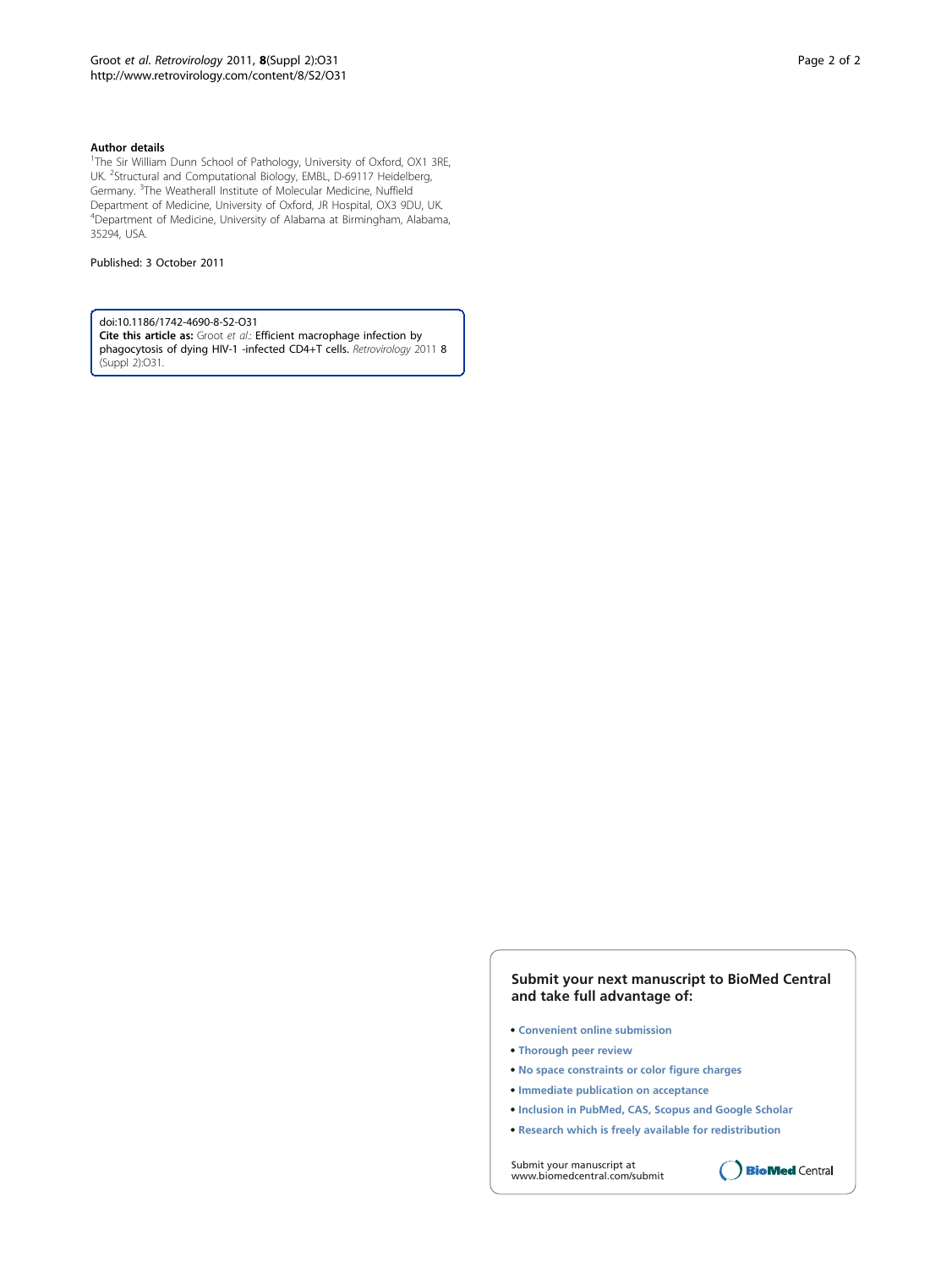#### Author details

[1]The Sir William Dunn School of Pathology, University of Oxford, OX1 3RE, UK. [2]Structural and Computational Biology, EMBL, D-69117 Heidelberg, Germany. [3]The Weatherall Institute of Molecular Medicine, Nuffield Department of Medicine, University of Oxford, JR Hospital, OX3 9DU, UK. [4]Department of Medicine, University of Alabama at Birmingham, Alabama, 35294, USA.

Published: 3 October 2011

doi:10.1186/1742-4690-8-S2-O31
**Cite this article as:** Groot *et al.*: Efficient macrophage infection by phagocytosis of dying HIV-1 -infected CD4+T cells. *Retrovirology* 2011 **8** (Suppl 2):O31.

**Submit your next manuscript to BioMed Central and take full advantage of:**

- **Convenient online submission**
- **Thorough peer review**
- **No space constraints or color figure charges**
- **Immediate publication on acceptance**
- **Inclusion in PubMed, CAS, Scopus and Google Scholar**
- **Research which is freely available for redistribution**

Submit your manuscript at
www.biomedcentral.com/submit

BioMed Central